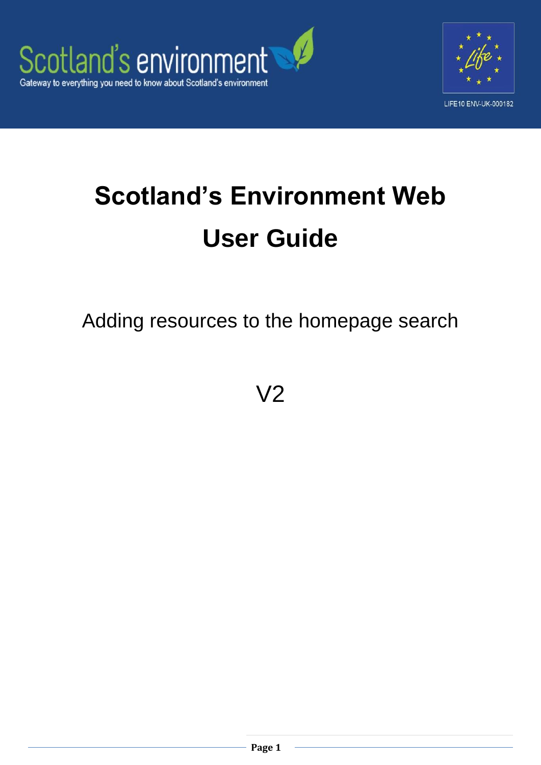Scotland's environment

Gateway to everything you need to know about Scotland's environment

LIFE10 ENV-UK-000182

# Scotland's Environment Web User Guide

Adding resources to the homepage search

V2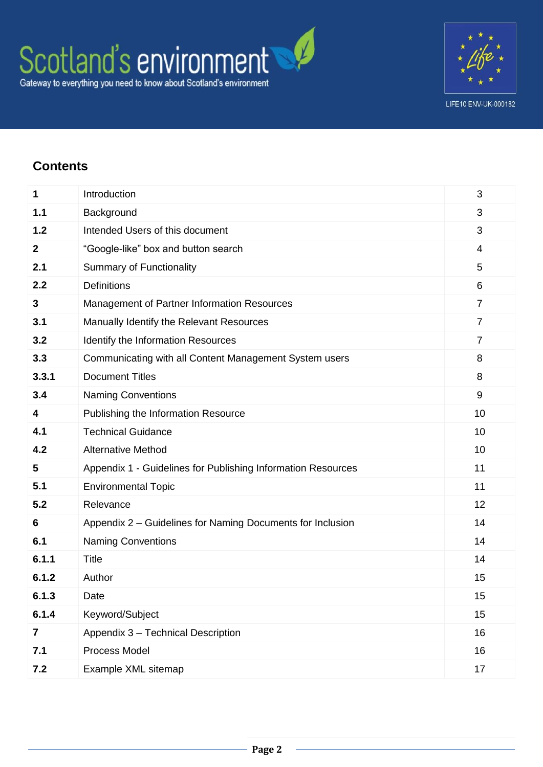## Contents

| | | |
|---|---|---|
| **1** | Introduction | 3 |
| **1.1** | Background | 3 |
| **1.2** | Intended Users of this document | 3 |
| **2** | “Google-like” box and button search | 4 |
| **2.1** | Summary of Functionality | 5 |
| **2.2** | Definitions | 6 |
| **3** | Management of Partner Information Resources | 7 |
| **3.1** | Manually Identify the Relevant Resources | 7 |
| **3.2** | Identify the Information Resources | 7 |
| **3.3** | Communicating with all Content Management System users | 8 |
| **3.3.1** | Document Titles | 8 |
| **3.4** | Naming Conventions | 9 |
| **4** | Publishing the Information Resource | 10 |
| **4.1** | Technical Guidance | 10 |
| **4.2** | Alternative Method | 10 |
| **5** | Appendix 1 - Guidelines for Publishing Information Resources | 11 |
| **5.1** | Environmental Topic | 11 |
| **5.2** | Relevance | 12 |
| **6** | Appendix 2 – Guidelines for Naming Documents for Inclusion | 14 |
| **6.1** | Naming Conventions | 14 |
| **6.1.1** | Title | 14 |
| **6.1.2** | Author | 15 |
| **6.1.3** | Date | 15 |
| **6.1.4** | Keyword/Subject | 15 |
| **7** | Appendix 3 – Technical Description | 16 |
| **7.1** | Process Model | 16 |
| **7.2** | Example XML sitemap | 17 |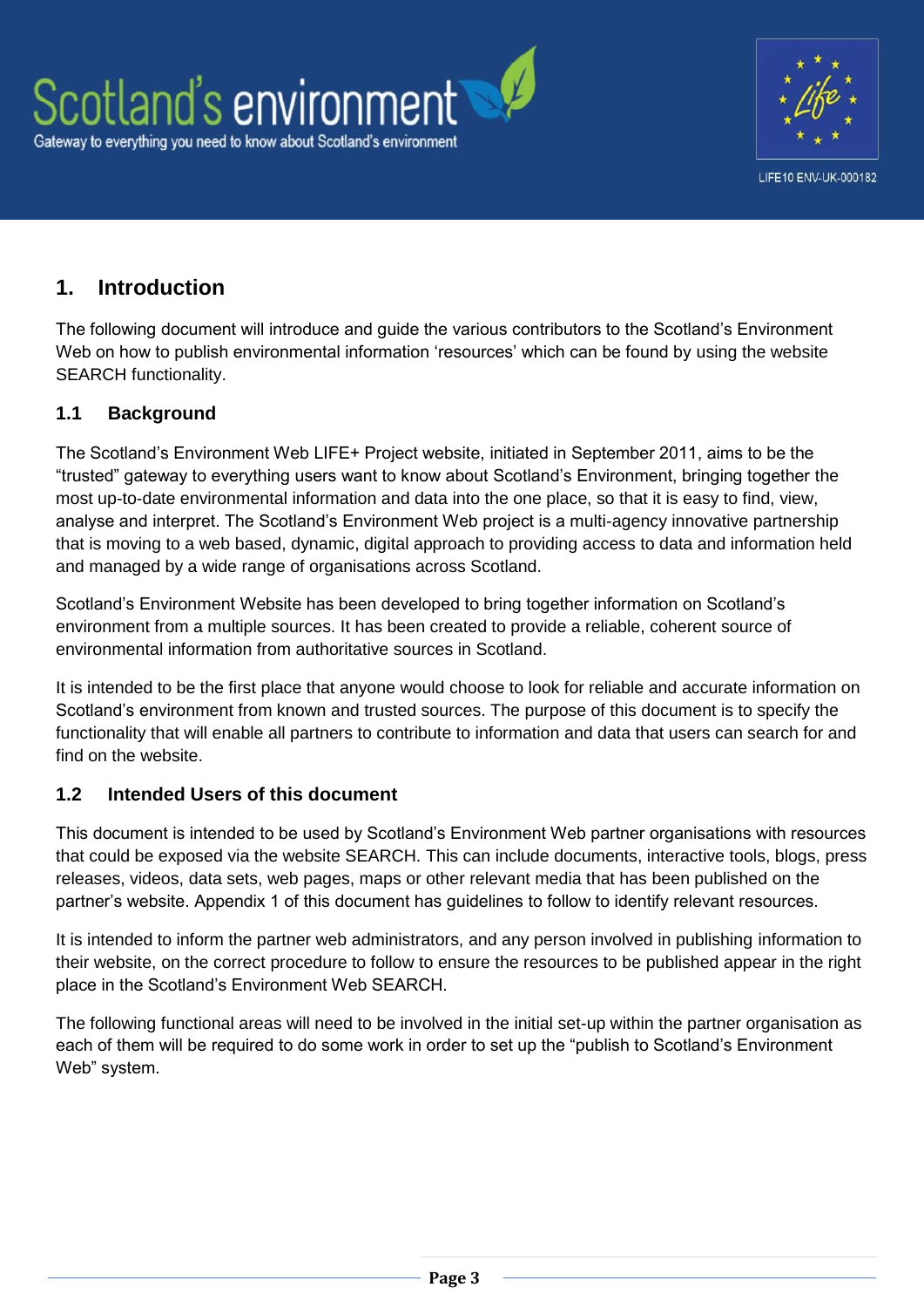# 1. Introduction

The following document will introduce and guide the various contributors to the Scotland's Environment Web on how to publish environmental information 'resources' which can be found by using the website SEARCH functionality.

## 1.1 Background

The Scotland's Environment Web LIFE+ Project website, initiated in September 2011, aims to be the "trusted" gateway to everything users want to know about Scotland's Environment, bringing together the most up-to-date environmental information and data into the one place, so that it is easy to find, view, analyse and interpret. The Scotland's Environment Web project is a multi-agency innovative partnership that is moving to a web based, dynamic, digital approach to providing access to data and information held and managed by a wide range of organisations across Scotland.

Scotland's Environment Website has been developed to bring together information on Scotland's environment from a multiple sources. It has been created to provide a reliable, coherent source of environmental information from authoritative sources in Scotland.

It is intended to be the first place that anyone would choose to look for reliable and accurate information on Scotland's environment from known and trusted sources. The purpose of this document is to specify the functionality that will enable all partners to contribute to information and data that users can search for and find on the website.

## 1.2 Intended Users of this document

This document is intended to be used by Scotland's Environment Web partner organisations with resources that could be exposed via the website SEARCH. This can include documents, interactive tools, blogs, press releases, videos, data sets, web pages, maps or other relevant media that has been published on the partner's website. Appendix 1 of this document has guidelines to follow to identify relevant resources.

It is intended to inform the partner web administrators, and any person involved in publishing information to their website, on the correct procedure to follow to ensure the resources to be published appear in the right place in the Scotland's Environment Web SEARCH.

The following functional areas will need to be involved in the initial set-up within the partner organisation as each of them will be required to do some work in order to set up the "publish to Scotland's Environment Web" system.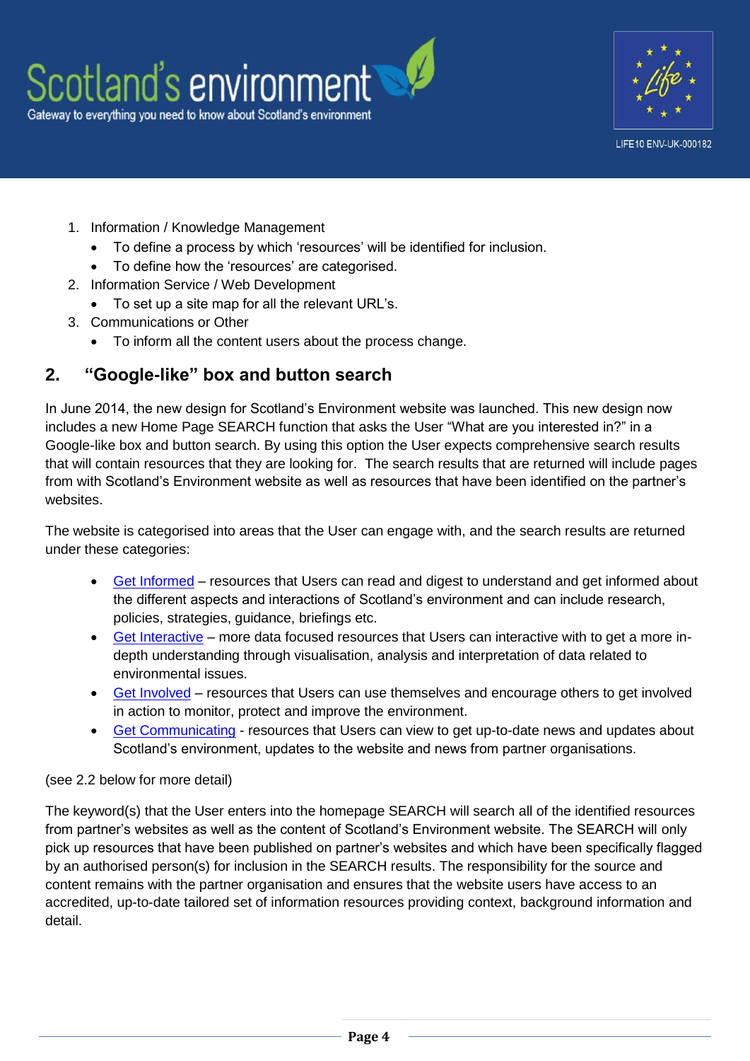1. Information / Knowledge Management
   - To define a process by which 'resources' will be identified for inclusion.
   - To define how the 'resources' are categorised.
2. Information Service / Web Development
   - To set up a site map for all the relevant URL's.
3. Communications or Other
   - To inform all the content users about the process change.

## 2. "Google-like" box and button search

In June 2014, the new design for Scotland's Environment website was launched. This new design now includes a new Home Page SEARCH function that asks the User "What are you interested in?" in a Google-like box and button search. By using this option the User expects comprehensive search results that will contain resources that they are looking for. The search results that are returned will include pages from with Scotland's Environment website as well as resources that have been identified on the partner's websites.

The website is categorised into areas that the User can engage with, and the search results are returned under these categories:

- Get Informed – resources that Users can read and digest to understand and get informed about the different aspects and interactions of Scotland's environment and can include research, policies, strategies, guidance, briefings etc.
- Get Interactive – more data focused resources that Users can interactive with to get a more in-depth understanding through visualisation, analysis and interpretation of data related to environmental issues.
- Get Involved – resources that Users can use themselves and encourage others to get involved in action to monitor, protect and improve the environment.
- Get Communicating - resources that Users can view to get up-to-date news and updates about Scotland's environment, updates to the website and news from partner organisations.

(see 2.2 below for more detail)

The keyword(s) that the User enters into the homepage SEARCH will search all of the identified resources from partner's websites as well as the content of Scotland's Environment website. The SEARCH will only pick up resources that have been published on partner's websites and which have been specifically flagged by an authorised person(s) for inclusion in the SEARCH results. The responsibility for the source and content remains with the partner organisation and ensures that the website users have access to an accredited, up-to-date tailored set of information resources providing context, background information and detail.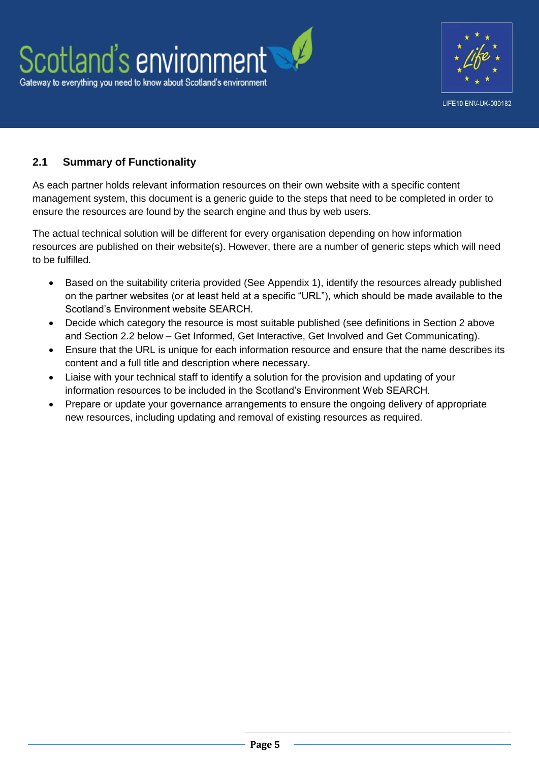## 2.1 Summary of Functionality

As each partner holds relevant information resources on their own website with a specific content management system, this document is a generic guide to the steps that need to be completed in order to ensure the resources are found by the search engine and thus by web users.

The actual technical solution will be different for every organisation depending on how information resources are published on their website(s). However, there are a number of generic steps which will need to be fulfilled.

- Based on the suitability criteria provided (See Appendix 1), identify the resources already published on the partner websites (or at least held at a specific "URL"), which should be made available to the Scotland's Environment website SEARCH.
- Decide which category the resource is most suitable published (see definitions in Section 2 above and Section 2.2 below – Get Informed, Get Interactive, Get Involved and Get Communicating).
- Ensure that the URL is unique for each information resource and ensure that the name describes its content and a full title and description where necessary.
- Liaise with your technical staff to identify a solution for the provision and updating of your information resources to be included in the Scotland's Environment Web SEARCH.
- Prepare or update your governance arrangements to ensure the ongoing delivery of appropriate new resources, including updating and removal of existing resources as required.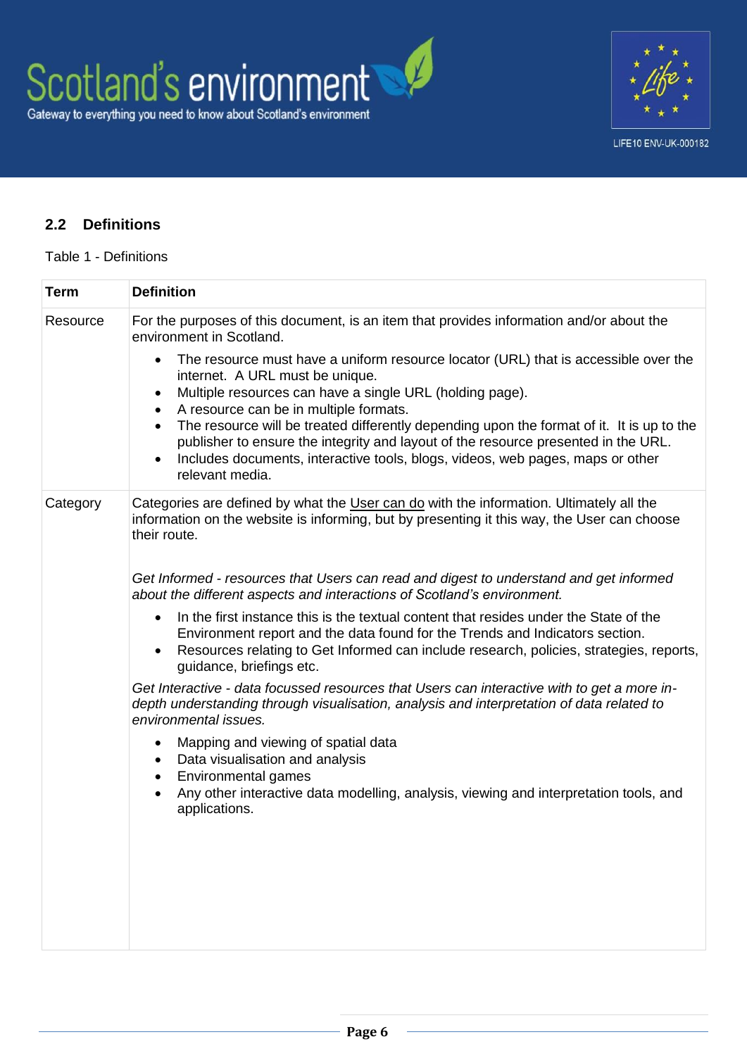## 2.2 Definitions

Table 1 - Definitions

| Term | Definition |
| --- | --- |
| Resource | For the purposes of this document, is an item that provides information and/or about the environment in Scotland.<br><br>• The resource must have a uniform resource locator (URL) that is accessible over the internet. A URL must be unique.<br>• Multiple resources can have a single URL (holding page).<br>• A resource can be in multiple formats.<br>• The resource will be treated differently depending upon the format of it. It is up to the publisher to ensure the integrity and layout of the resource presented in the URL.<br>• Includes documents, interactive tools, blogs, videos, web pages, maps or other relevant media. |
| Category | Categories are defined by what the User can do with the information. Ultimately all the information on the website is informing, but by presenting it this way, the User can choose their route.<br><br>*Get Informed - resources that Users can read and digest to understand and get informed about the different aspects and interactions of Scotland's environment.*<br><br>• In the first instance this is the textual content that resides under the State of the Environment report and the data found for the Trends and Indicators section.<br>• Resources relating to Get Informed can include research, policies, strategies, reports, guidance, briefings etc.<br><br>*Get Interactive - data focussed resources that Users can interactive with to get a more in-depth understanding through visualisation, analysis and interpretation of data related to environmental issues.*<br><br>• Mapping and viewing of spatial data<br>• Data visualisation and analysis<br>• Environmental games<br>• Any other interactive data modelling, analysis, viewing and interpretation tools, and applications. |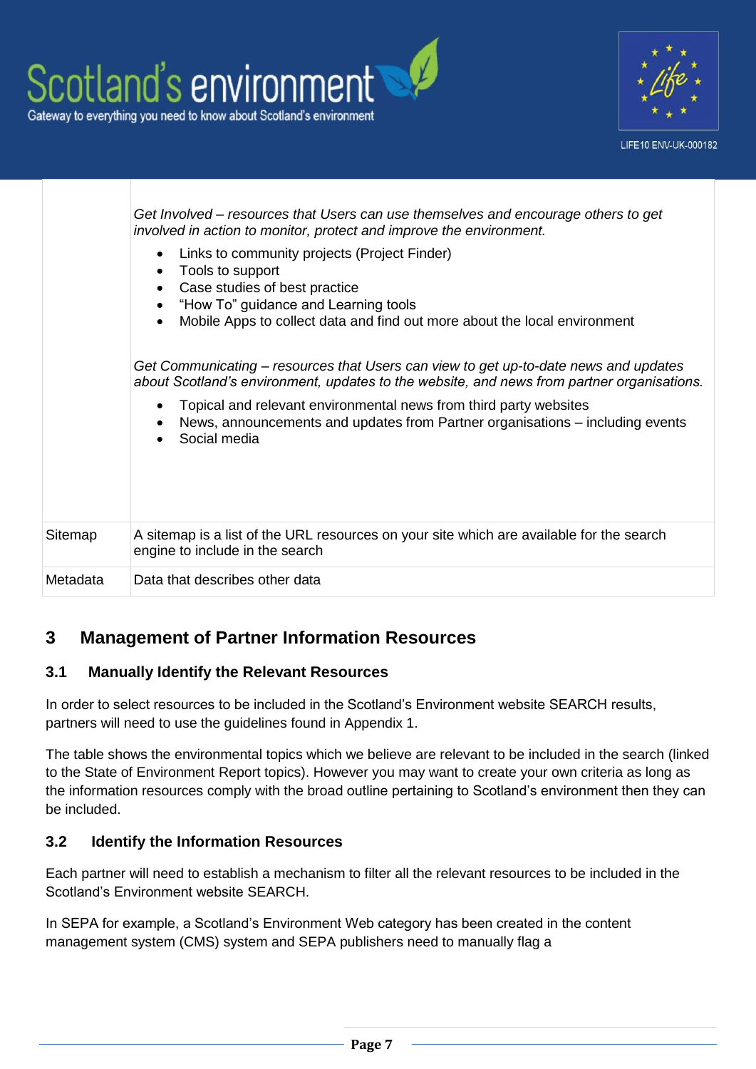| | |
|---|---|
| | *Get Involved – resources that Users can use themselves and encourage others to get involved in action to monitor, protect and improve the environment.*<br>• Links to community projects (Project Finder)<br>• Tools to support<br>• Case studies of best practice<br>• "How To" guidance and Learning tools<br>• Mobile Apps to collect data and find out more about the local environment<br><br>*Get Communicating – resources that Users can view to get up-to-date news and updates about Scotland's environment, updates to the website, and news from partner organisations.*<br>• Topical and relevant environmental news from third party websites<br>• News, announcements and updates from Partner organisations – including events<br>• Social media |
| Sitemap | A sitemap is a list of the URL resources on your site which are available for the search engine to include in the search |
| Metadata | Data that describes other data |

# 3 Management of Partner Information Resources

## 3.1 Manually Identify the Relevant Resources

In order to select resources to be included in the Scotland's Environment website SEARCH results, partners will need to use the guidelines found in Appendix 1.

The table shows the environmental topics which we believe are relevant to be included in the search (linked to the State of Environment Report topics). However you may want to create your own criteria as long as the information resources comply with the broad outline pertaining to Scotland's environment then they can be included.

## 3.2 Identify the Information Resources

Each partner will need to establish a mechanism to filter all the relevant resources to be included in the Scotland's Environment website SEARCH.

In SEPA for example, a Scotland's Environment Web category has been created in the content management system (CMS) system and SEPA publishers need to manually flag a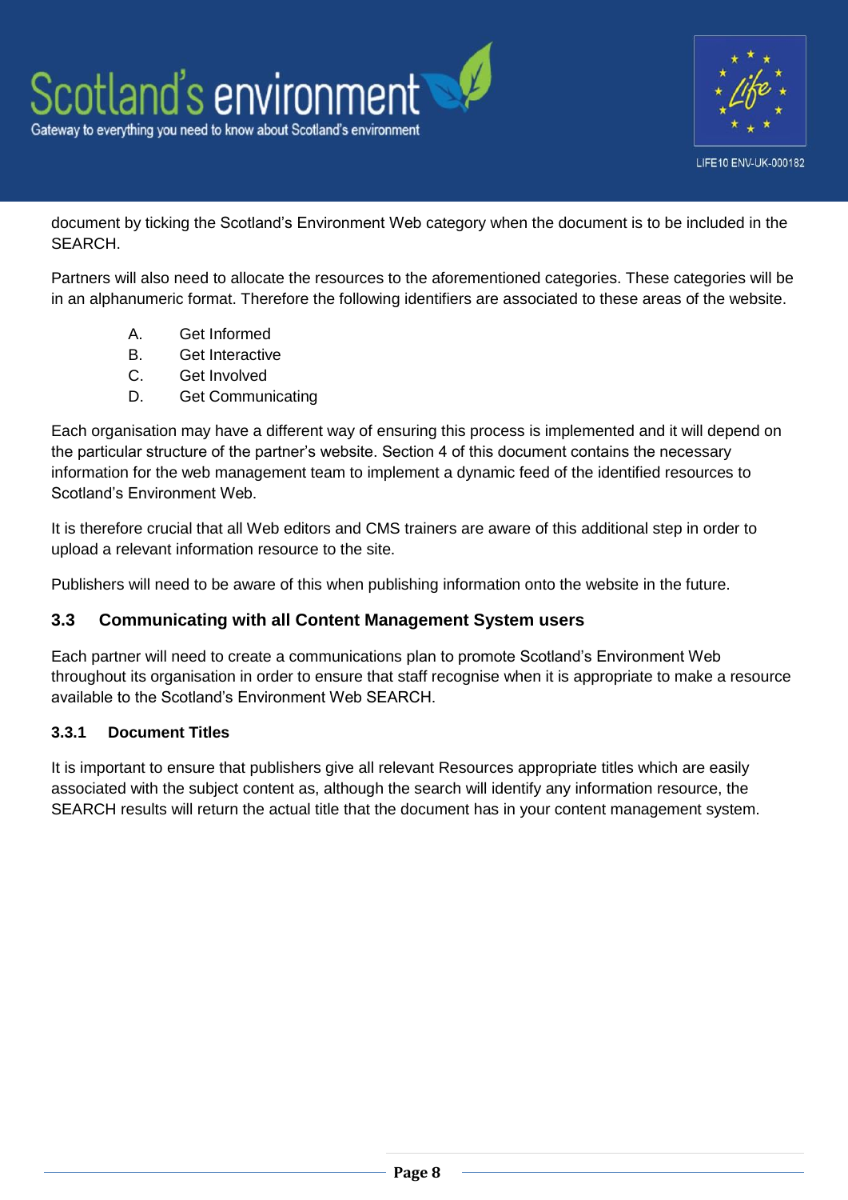document by ticking the Scotland's Environment Web category when the document is to be included in the SEARCH.

Partners will also need to allocate the resources to the aforementioned categories. These categories will be in an alphanumeric format. Therefore the following identifiers are associated to these areas of the website.

A. Get Informed
B. Get Interactive
C. Get Involved
D. Get Communicating

Each organisation may have a different way of ensuring this process is implemented and it will depend on the particular structure of the partner's website. Section 4 of this document contains the necessary information for the web management team to implement a dynamic feed of the identified resources to Scotland's Environment Web.

It is therefore crucial that all Web editors and CMS trainers are aware of this additional step in order to upload a relevant information resource to the site.

Publishers will need to be aware of this when publishing information onto the website in the future.

## 3.3 Communicating with all Content Management System users

Each partner will need to create a communications plan to promote Scotland's Environment Web throughout its organisation in order to ensure that staff recognise when it is appropriate to make a resource available to the Scotland's Environment Web SEARCH.

### 3.3.1 Document Titles

It is important to ensure that publishers give all relevant Resources appropriate titles which are easily associated with the subject content as, although the search will identify any information resource, the SEARCH results will return the actual title that the document has in your content management system.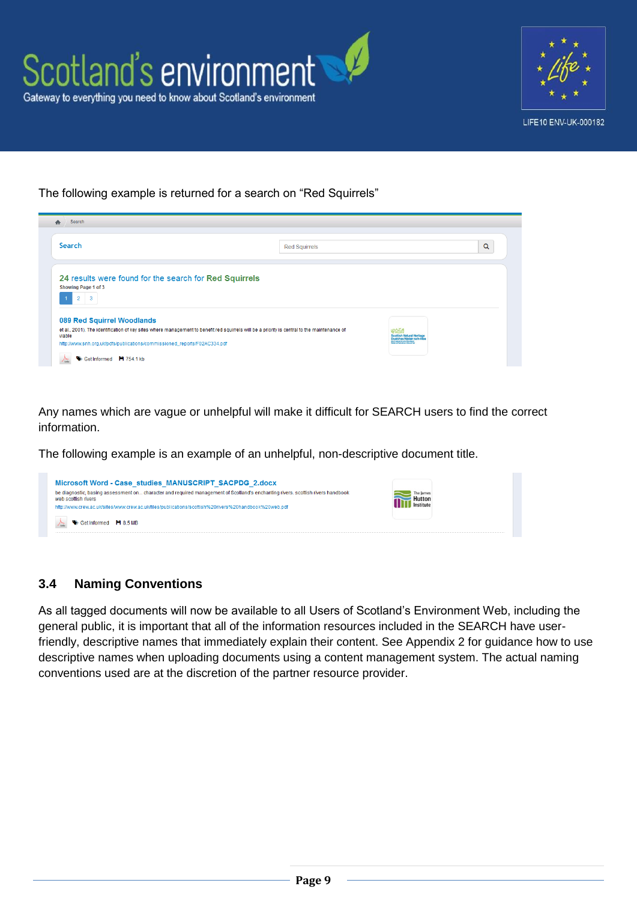The following example is returned for a search on “Red Squirrels”

Any names which are vague or unhelpful will make it difficult for SEARCH users to find the correct information.

The following example is an example of an unhelpful, non-descriptive document title.

## 3.4 Naming Conventions

As all tagged documents will now be available to all Users of Scotland’s Environment Web, including the general public, it is important that all of the information resources included in the SEARCH have user-friendly, descriptive names that immediately explain their content. See Appendix 2 for guidance how to use descriptive names when uploading documents using a content management system. The actual naming conventions used are at the discretion of the partner resource provider.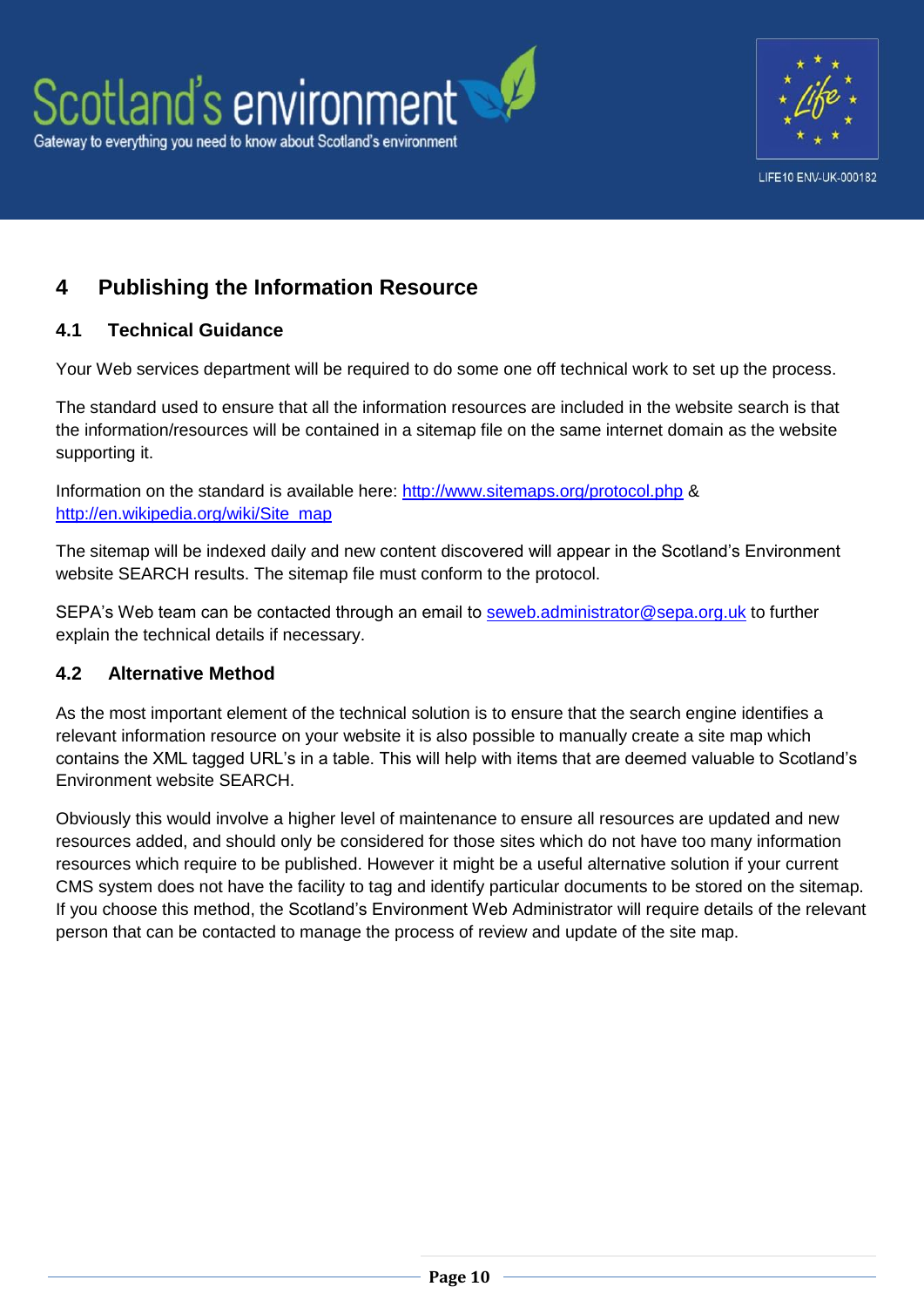# 4 Publishing the Information Resource

## 4.1 Technical Guidance

Your Web services department will be required to do some one off technical work to set up the process.

The standard used to ensure that all the information resources are included in the website search is that the information/resources will be contained in a sitemap file on the same internet domain as the website supporting it.

Information on the standard is available here: [http://www.sitemaps.org/protocol.php](http://www.sitemaps.org/protocol.php) & [http://en.wikipedia.org/wiki/Site_map](http://en.wikipedia.org/wiki/Site_map)

The sitemap will be indexed daily and new content discovered will appear in the Scotland's Environment website SEARCH results. The sitemap file must conform to the protocol.

SEPA's Web team can be contacted through an email to [seweb.administrator@sepa.org.uk](mailto:seweb.administrator@sepa.org.uk) to further explain the technical details if necessary.

## 4.2 Alternative Method

As the most important element of the technical solution is to ensure that the search engine identifies a relevant information resource on your website it is also possible to manually create a site map which contains the XML tagged URL's in a table. This will help with items that are deemed valuable to Scotland's Environment website SEARCH.

Obviously this would involve a higher level of maintenance to ensure all resources are updated and new resources added, and should only be considered for those sites which do not have too many information resources which require to be published. However it might be a useful alternative solution if your current CMS system does not have the facility to tag and identify particular documents to be stored on the sitemap. If you choose this method, the Scotland's Environment Web Administrator will require details of the relevant person that can be contacted to manage the process of review and update of the site map.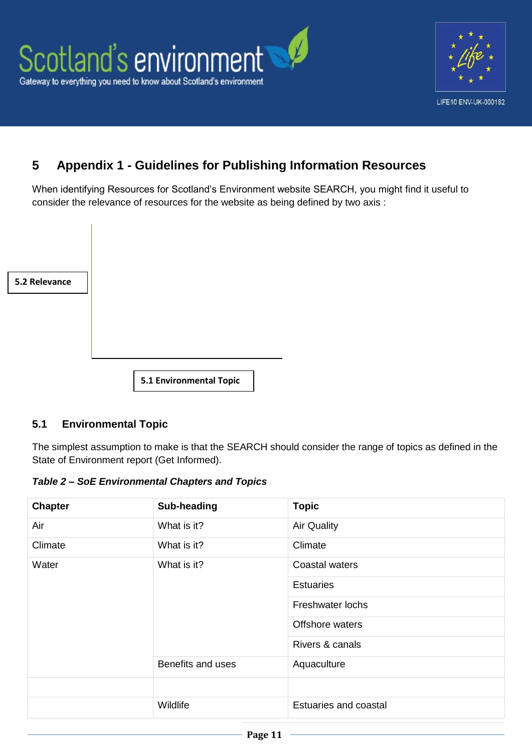# 5 Appendix 1 - Guidelines for Publishing Information Resources

When identifying Resources for Scotland's Environment website SEARCH, you might find it useful to consider the relevance of resources for the website as being defined by two axis :

5.2 Relevance

5.1 Environmental Topic

## 5.1 Environmental Topic

The simplest assumption to make is that the SEARCH should consider the range of topics as defined in the State of Environment report (Get Informed).

***Table 2 – SoE Environmental Chapters and Topics***

| Chapter | Sub-heading | Topic |
|---|---|---|
| Air | What is it? | Air Quality |
| Climate | What is it? | Climate |
| Water | What is it? | Coastal waters |
| | | Estuaries |
| | | Freshwater lochs |
| | | Offshore waters |
| | | Rivers & canals |
| | Benefits and uses | Aquaculture |
| | | |
| | Wildlife | Estuaries and coastal |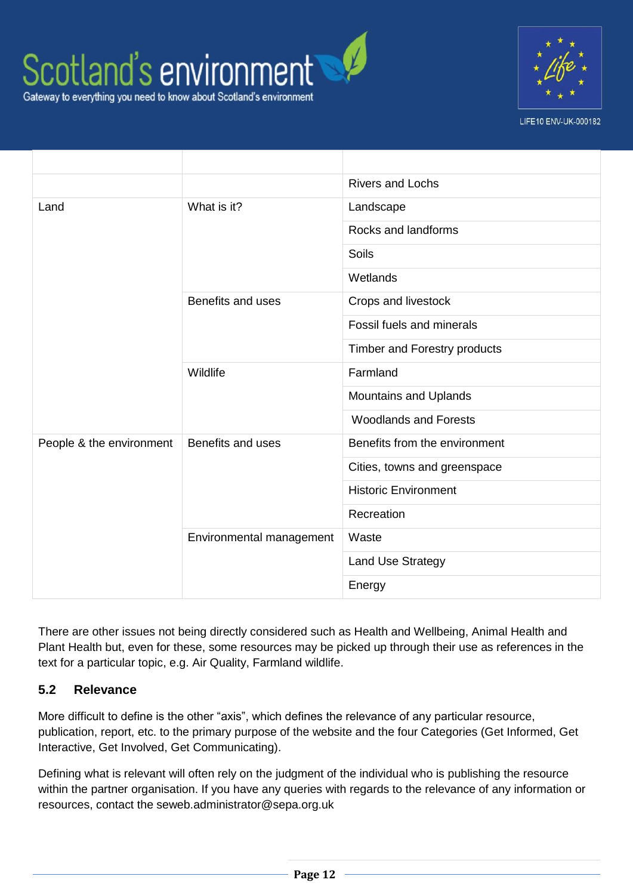| | | |
|---|---|---|
| | | Rivers and Lochs |
| Land | What is it? | Landscape |
| | | Rocks and landforms |
| | | Soils |
| | | Wetlands |
| | Benefits and uses | Crops and livestock |
| | | Fossil fuels and minerals |
| | | Timber and Forestry products |
| | Wildlife | Farmland |
| | | Mountains and Uplands |
| | | Woodlands and Forests |
| People & the environment | Benefits and uses | Benefits from the environment |
| | | Cities, towns and greenspace |
| | | Historic Environment |
| | | Recreation |
| | Environmental management | Waste |
| | | Land Use Strategy |
| | | Energy |

There are other issues not being directly considered such as Health and Wellbeing, Animal Health and Plant Health but, even for these, some resources may be picked up through their use as references in the text for a particular topic, e.g. Air Quality, Farmland wildlife.

### 5.2 Relevance

More difficult to define is the other "axis", which defines the relevance of any particular resource, publication, report, etc. to the primary purpose of the website and the four Categories (Get Informed, Get Interactive, Get Involved, Get Communicating).

Defining what is relevant will often rely on the judgment of the individual who is publishing the resource within the partner organisation. If you have any queries with regards to the relevance of any information or resources, contact the seweb.administrator@sepa.org.uk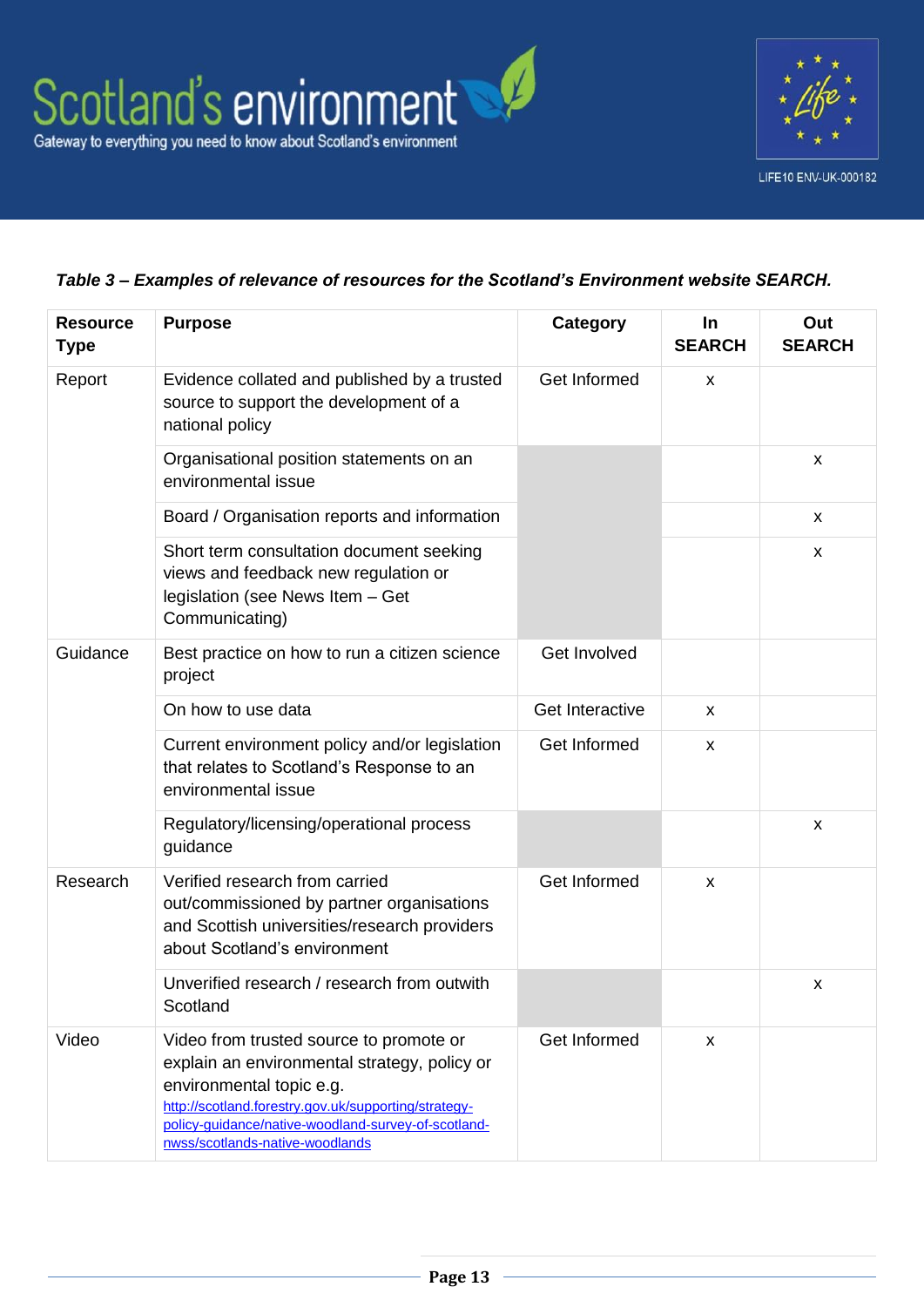*Table 3 – Examples of relevance of resources for the Scotland's Environment website SEARCH.*

| Resource Type | Purpose | Category | In SEARCH | Out SEARCH |
|---|---|---|---|---|
| Report | Evidence collated and published by a trusted source to support the development of a national policy | Get Informed | x | |
| | Organisational position statements on an environmental issue | | | x |
| | Board / Organisation reports and information | | | x |
| | Short term consultation document seeking views and feedback new regulation or legislation (see News Item – Get Communicating) | | | x |
| Guidance | Best practice on how to run a citizen science project | Get Involved | | |
| | On how to use data | Get Interactive | x | |
| | Current environment policy and/or legislation that relates to Scotland's Response to an environmental issue | Get Informed | x | |
| | Regulatory/licensing/operational process guidance | | | x |
| Research | Verified research from carried out/commissioned by partner organisations and Scottish universities/research providers about Scotland's environment | Get Informed | x | |
| | Unverified research / research from outwith Scotland | | | x |
| Video | Video from trusted source to promote or explain an environmental strategy, policy or environmental topic e.g. http://scotland.forestry.gov.uk/supporting/strategy-policy-guidance/native-woodland-survey-of-scotland-nwss/scotlands-native-woodlands | Get Informed | x | |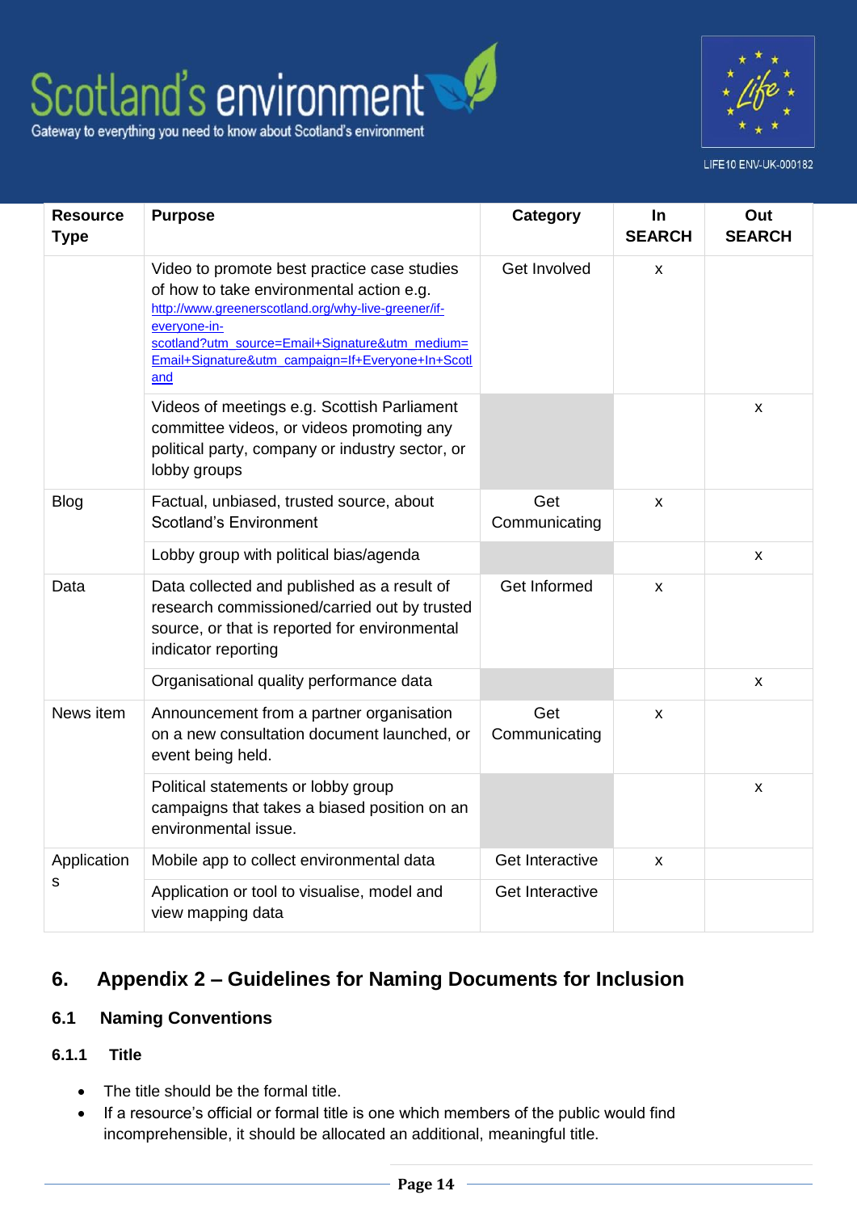| Resource Type | Purpose | Category | In SEARCH | Out SEARCH |
|---|---|---|---|---|
| | Video to promote best practice case studies of how to take environmental action e.g. http://www.greenerscotland.org/why-live-greener/if-everyone-in-scotland?utm_source=Email+Signature&utm_medium=Email+Signature&utm_campaign=If+Everyone+In+Scotland | Get Involved | x | |
| | Videos of meetings e.g. Scottish Parliament committee videos, or videos promoting any political party, company or industry sector, or lobby groups | | | x |
| Blog | Factual, unbiased, trusted source, about Scotland's Environment | Get Communicating | x | |
| | Lobby group with political bias/agenda | | | x |
| Data | Data collected and published as a result of research commissioned/carried out by trusted source, or that is reported for environmental indicator reporting | Get Informed | x | |
| | Organisational quality performance data | | | x |
| News item | Announcement from a partner organisation on a new consultation document launched, or event being held. | Get Communicating | x | |
| | Political statements or lobby group campaigns that takes a biased position on an environmental issue. | | | x |
| Applications | Mobile app to collect environmental data | Get Interactive | x | |
| | Application or tool to visualise, model and view mapping data | Get Interactive | | |

# 6. Appendix 2 – Guidelines for Naming Documents for Inclusion

## 6.1 Naming Conventions

### 6.1.1 Title

- The title should be the formal title.
- If a resource's official or formal title is one which members of the public would find incomprehensible, it should be allocated an additional, meaningful title.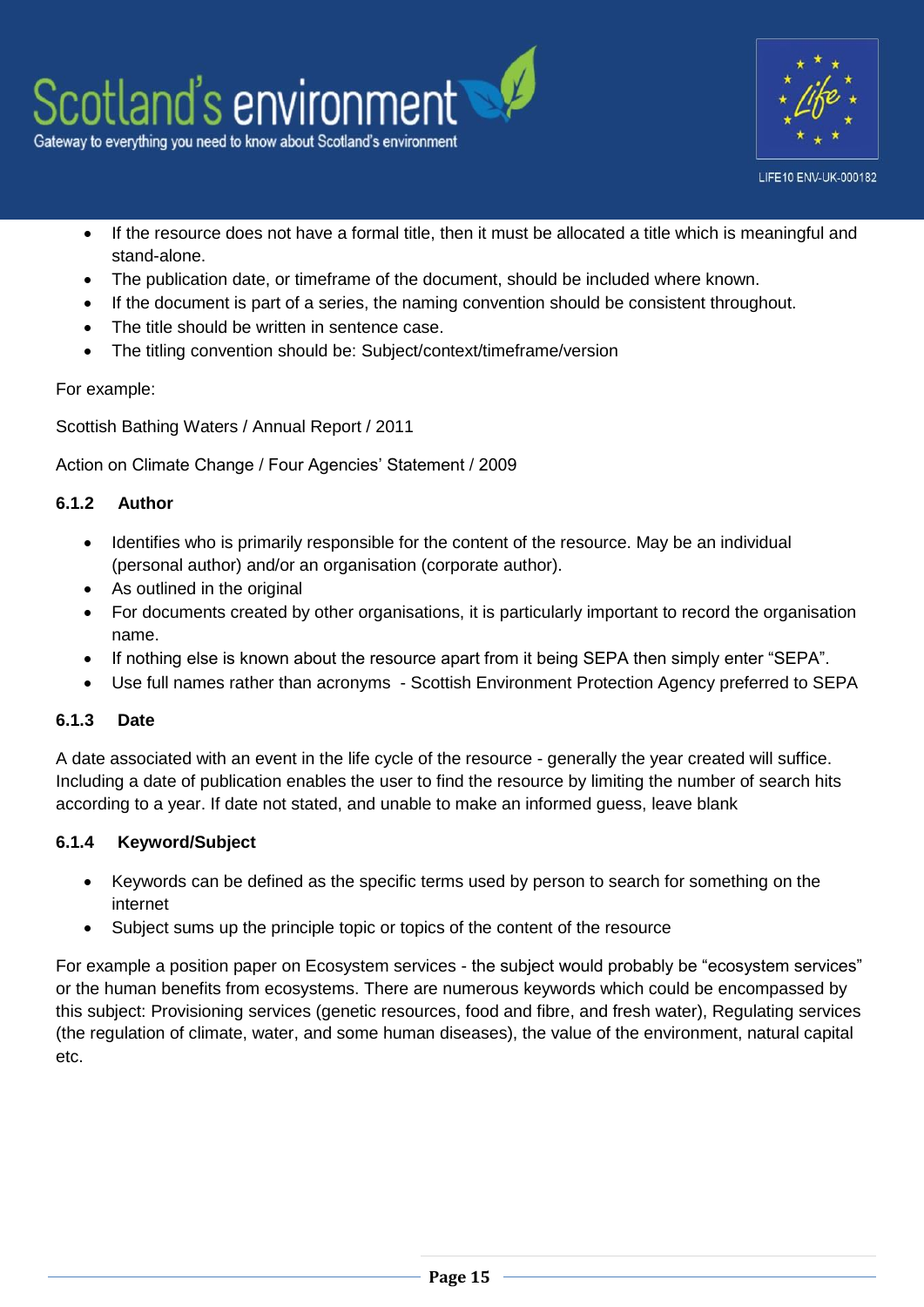- If the resource does not have a formal title, then it must be allocated a title which is meaningful and stand-alone.
- The publication date, or timeframe of the document, should be included where known.
- If the document is part of a series, the naming convention should be consistent throughout.
- The title should be written in sentence case.
- The titling convention should be: Subject/context/timeframe/version

For example:

Scottish Bathing Waters / Annual Report / 2011

Action on Climate Change / Four Agencies' Statement / 2009

#### 6.1.2 Author

- Identifies who is primarily responsible for the content of the resource. May be an individual (personal author) and/or an organisation (corporate author).
- As outlined in the original
- For documents created by other organisations, it is particularly important to record the organisation name.
- If nothing else is known about the resource apart from it being SEPA then simply enter "SEPA".
- Use full names rather than acronyms - Scottish Environment Protection Agency preferred to SEPA

#### 6.1.3 Date

A date associated with an event in the life cycle of the resource - generally the year created will suffice. Including a date of publication enables the user to find the resource by limiting the number of search hits according to a year. If date not stated, and unable to make an informed guess, leave blank

#### 6.1.4 Keyword/Subject

- Keywords can be defined as the specific terms used by person to search for something on the internet
- Subject sums up the principle topic or topics of the content of the resource

For example a position paper on Ecosystem services - the subject would probably be "ecosystem services" or the human benefits from ecosystems. There are numerous keywords which could be encompassed by this subject: Provisioning services (genetic resources, food and fibre, and fresh water), Regulating services (the regulation of climate, water, and some human diseases), the value of the environment, natural capital etc.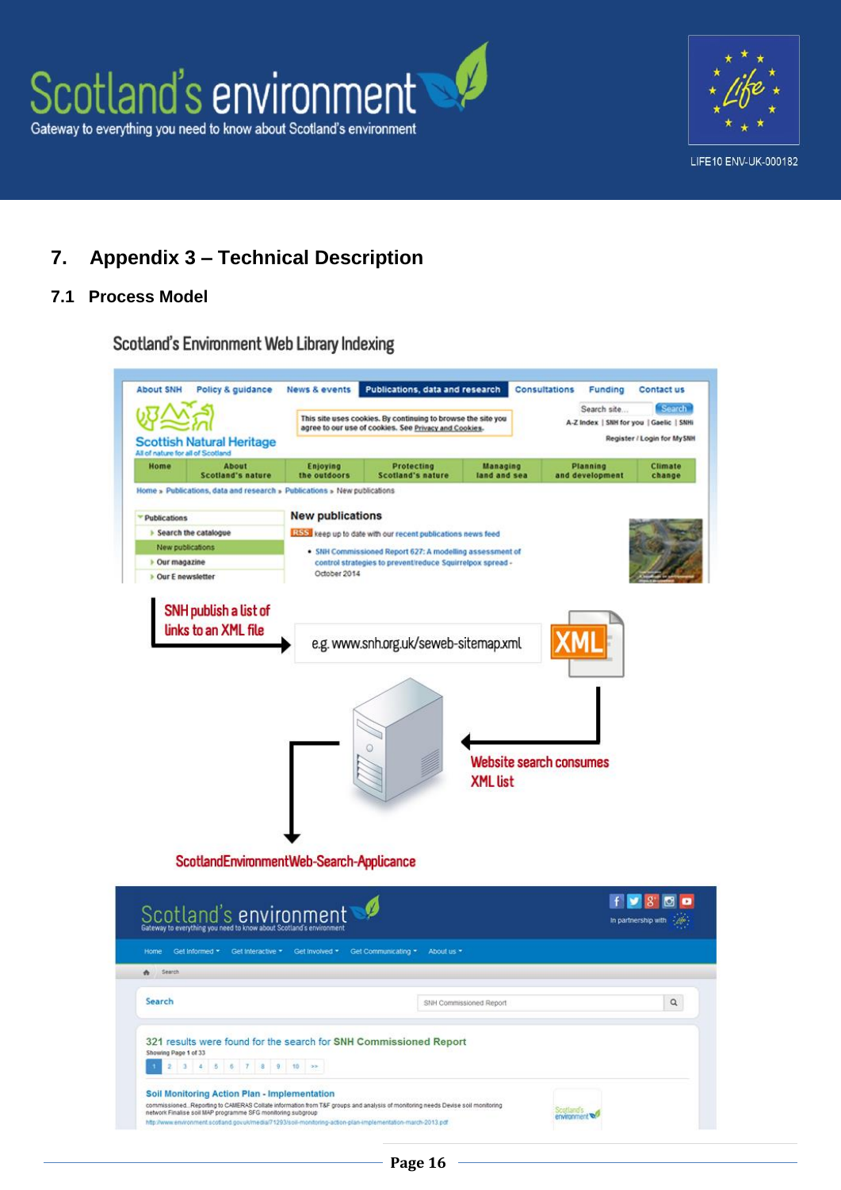# 7. Appendix 3 – Technical Description

## 7.1 Process Model

Scotland's Environment Web Library Indexing

SNH publish a list of links to an XML file

e.g. www.snh.org.uk/seweb-sitemap.xml

Website search consumes XML list

ScotlandEnvironmentWeb-Search-Applicance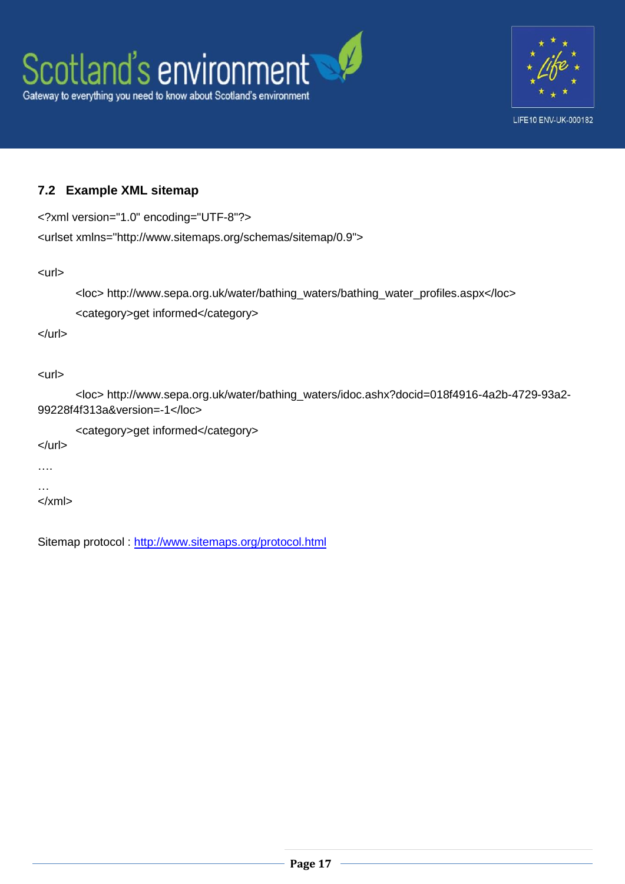## 7.2 Example XML sitemap

```
<?xml version="1.0" encoding="UTF-8"?>
<urlset xmlns="http://www.sitemaps.org/schemas/sitemap/0.9">

<url>
        <loc> http://www.sepa.org.uk/water/bathing_waters/bathing_water_profiles.aspx</loc>
        <category>get informed</category>
</url>

<url>
        <loc> http://www.sepa.org.uk/water/bathing_waters/idoc.ashx?docid=018f4916-4a2b-4729-93a2-99228f4f313a&version=-1</loc>
        <category>get informed</category>
</url>
….
…
</xml>
```

Sitemap protocol : http://www.sitemaps.org/protocol.html